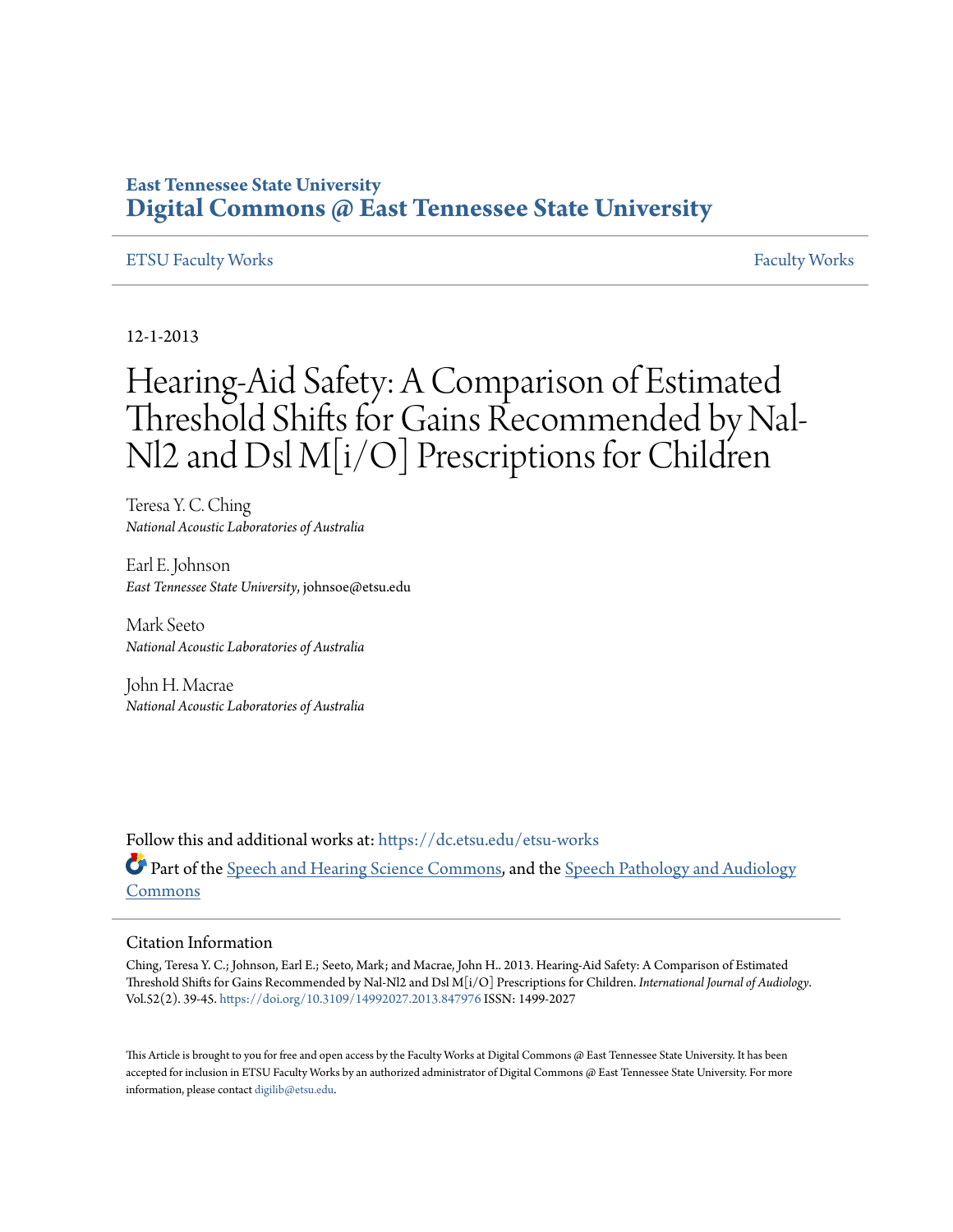East Tennessee State University
**Digital Commons @ East Tennessee State University**

ETSU Faculty Works | Faculty Works

12-1-2013

# Hearing-Aid Safety: A Comparison of Estimated Threshold Shifts for Gains Recommended by Nal-Nl2 and Dsl M[i/O] Prescriptions for Children

Teresa Y. C. Ching
*National Acoustic Laboratories of Australia*

Earl E. Johnson
*East Tennessee State University*, johnsoe@etsu.edu

Mark Seeto
*National Acoustic Laboratories of Australia*

John H. Macrae
*National Acoustic Laboratories of Australia*

Follow this and additional works at: https://dc.etsu.edu/etsu-works

Part of the Speech and Hearing Science Commons, and the Speech Pathology and Audiology Commons

## Citation Information

Ching, Teresa Y. C.; Johnson, Earl E.; Seeto, Mark; and Macrae, John H.. 2013. Hearing-Aid Safety: A Comparison of Estimated Threshold Shifts for Gains Recommended by Nal-Nl2 and Dsl M[i/O] Prescriptions for Children. *International Journal of Audiology*. Vol.52(2). 39-45. https://doi.org/10.3109/14992027.2013.847976 ISSN: 1499-2027

This Article is brought to you for free and open access by the Faculty Works at Digital Commons @ East Tennessee State University. It has been accepted for inclusion in ETSU Faculty Works by an authorized administrator of Digital Commons @ East Tennessee State University. For more information, please contact digilib@etsu.edu.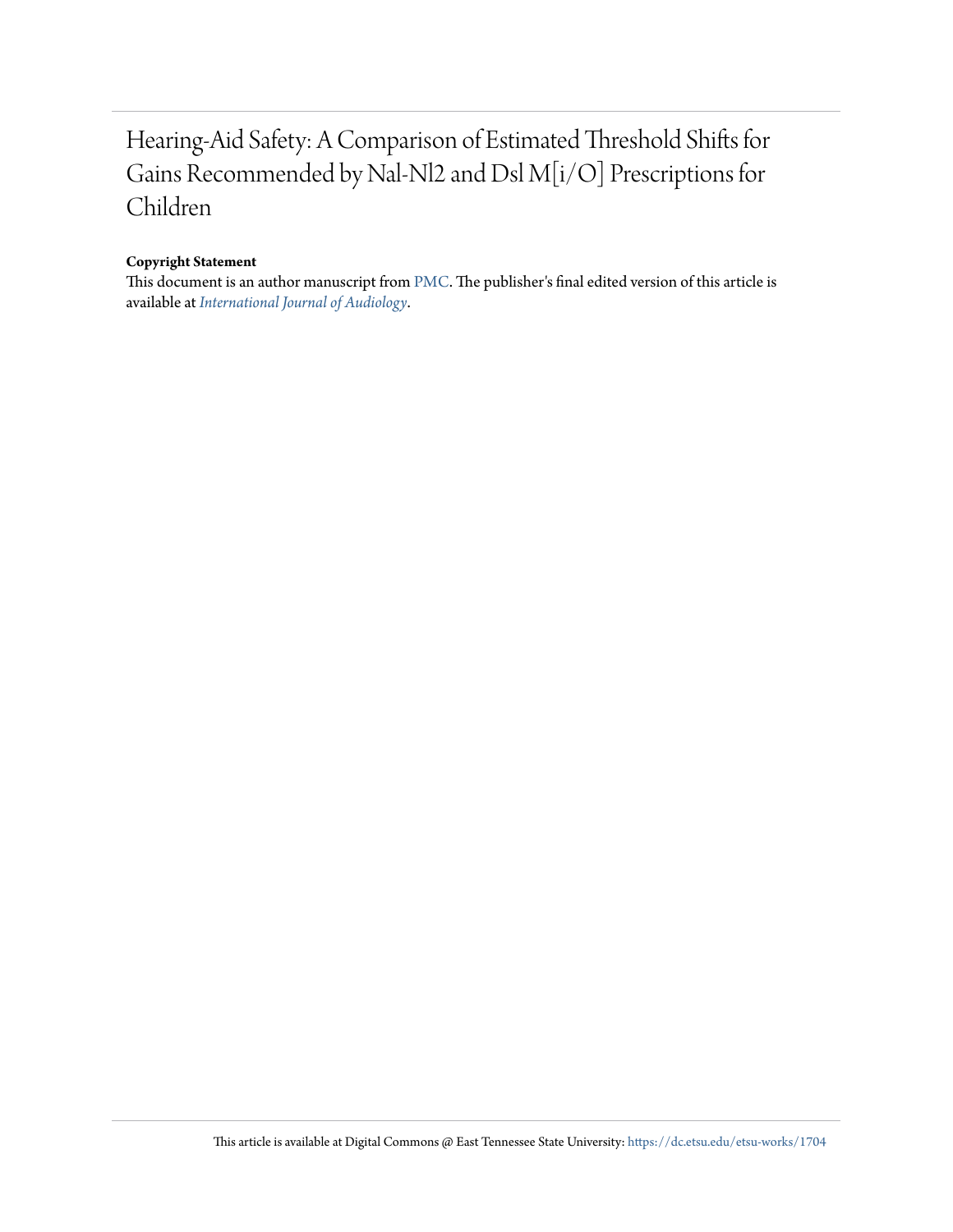# Hearing-Aid Safety: A Comparison of Estimated Threshold Shifts for Gains Recommended by Nal-Nl2 and Dsl M[i/O] Prescriptions for Children

**Copyright Statement**

This document is an author manuscript from PMC. The publisher's final edited version of this article is available at *International Journal of Audiology*.

This article is available at Digital Commons @ East Tennessee State University: https://dc.etsu.edu/etsu-works/1704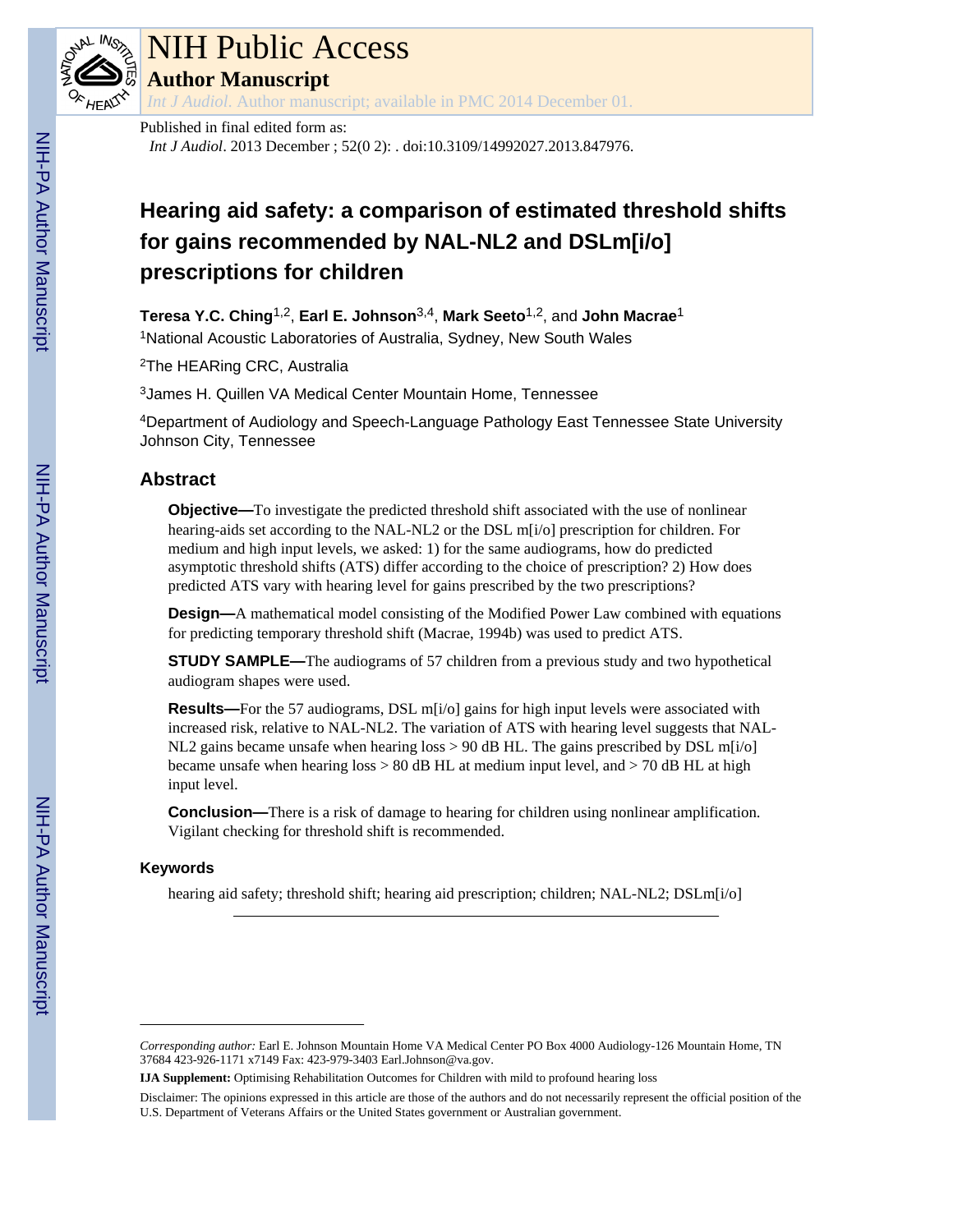# NIH Public Access

## Author Manuscript

*Int J Audiol*. Author manuscript; available in PMC 2014 December 01.

Published in final edited form as:

*Int J Audiol*. 2013 December ; 52(0 2): . doi:10.3109/14992027.2013.847976.

# Hearing aid safety: a comparison of estimated threshold shifts for gains recommended by NAL-NL2 and DSLm[i/o] prescriptions for children

**Teresa Y.C. Ching**[1,2], **Earl E. Johnson**[3,4], **Mark Seeto**[1,2], and **John Macrae**[1]

[1]National Acoustic Laboratories of Australia, Sydney, New South Wales

[2]The HEARing CRC, Australia

[3]James H. Quillen VA Medical Center Mountain Home, Tennessee

[4]Department of Audiology and Speech-Language Pathology East Tennessee State University Johnson City, Tennessee

## Abstract

**Objective—**To investigate the predicted threshold shift associated with the use of nonlinear hearing-aids set according to the NAL-NL2 or the DSL m[i/o] prescription for children. For medium and high input levels, we asked: 1) for the same audiograms, how do predicted asymptotic threshold shifts (ATS) differ according to the choice of prescription? 2) How does predicted ATS vary with hearing level for gains prescribed by the two prescriptions?

**Design—**A mathematical model consisting of the Modified Power Law combined with equations for predicting temporary threshold shift (Macrae, 1994b) was used to predict ATS.

**STUDY SAMPLE—**The audiograms of 57 children from a previous study and two hypothetical audiogram shapes were used.

**Results—**For the 57 audiograms, DSL m[i/o] gains for high input levels were associated with increased risk, relative to NAL-NL2. The variation of ATS with hearing level suggests that NAL-NL2 gains became unsafe when hearing loss > 90 dB HL. The gains prescribed by DSL m[i/o] became unsafe when hearing loss > 80 dB HL at medium input level, and > 70 dB HL at high input level.

**Conclusion—**There is a risk of damage to hearing for children using nonlinear amplification. Vigilant checking for threshold shift is recommended.

### Keywords

hearing aid safety; threshold shift; hearing aid prescription; children; NAL-NL2; DSLm[i/o]

---

*Corresponding author:* Earl E. Johnson Mountain Home VA Medical Center PO Box 4000 Audiology-126 Mountain Home, TN 37684 423-926-1171 x7149 Fax: 423-979-3403 Earl.Johnson@va.gov.

**IJA Supplement:** Optimising Rehabilitation Outcomes for Children with mild to profound hearing loss

Disclaimer: The opinions expressed in this article are those of the authors and do not necessarily represent the official position of the U.S. Department of Veterans Affairs or the United States government or Australian government.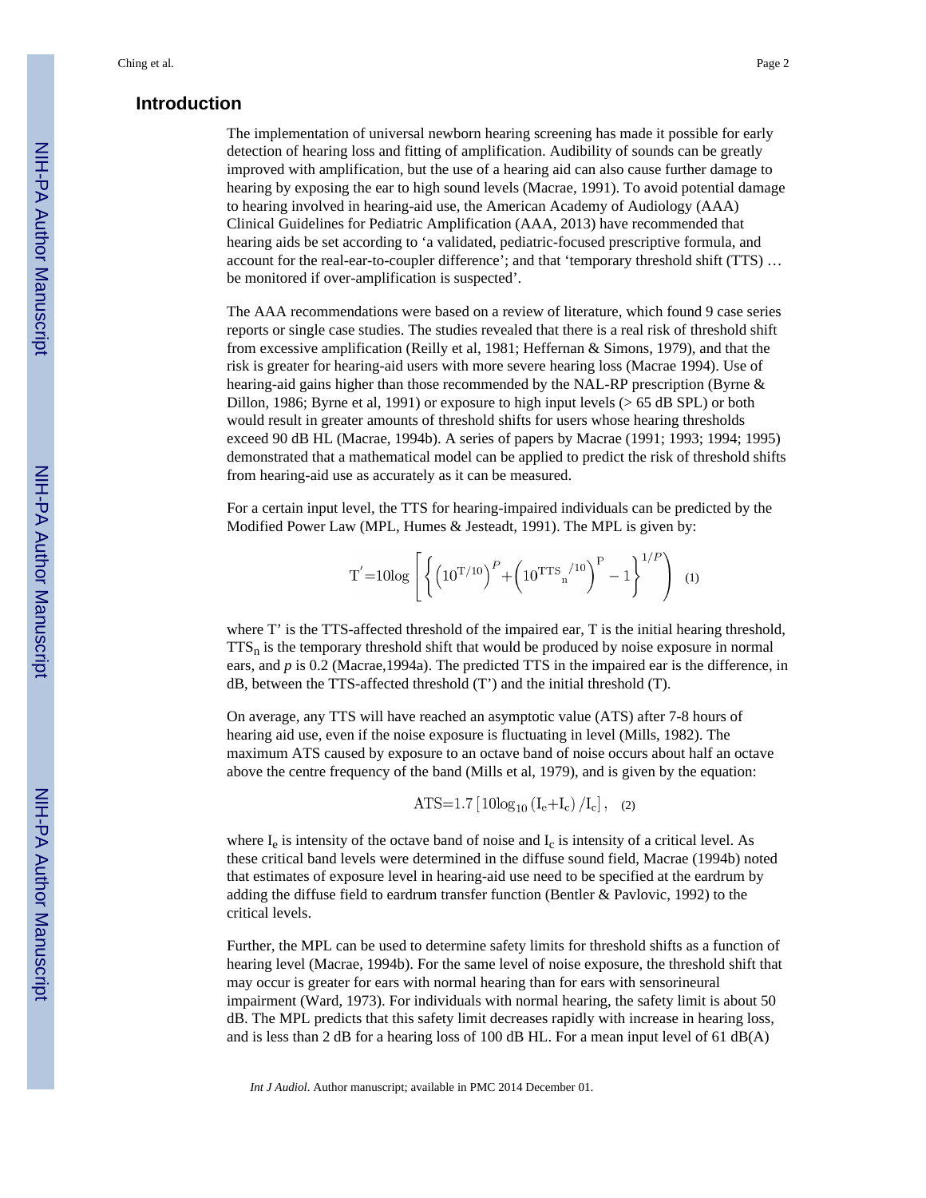## Introduction

The implementation of universal newborn hearing screening has made it possible for early detection of hearing loss and fitting of amplification. Audibility of sounds can be greatly improved with amplification, but the use of a hearing aid can also cause further damage to hearing by exposing the ear to high sound levels (Macrae, 1991). To avoid potential damage to hearing involved in hearing-aid use, the American Academy of Audiology (AAA) Clinical Guidelines for Pediatric Amplification (AAA, 2013) have recommended that hearing aids be set according to 'a validated, pediatric-focused prescriptive formula, and account for the real-ear-to-coupler difference'; and that 'temporary threshold shift (TTS) … be monitored if over-amplification is suspected'.

The AAA recommendations were based on a review of literature, which found 9 case series reports or single case studies. The studies revealed that there is a real risk of threshold shift from excessive amplification (Reilly et al, 1981; Heffernan & Simons, 1979), and that the risk is greater for hearing-aid users with more severe hearing loss (Macrae 1994). Use of hearing-aid gains higher than those recommended by the NAL-RP prescription (Byrne & Dillon, 1986; Byrne et al, 1991) or exposure to high input levels (> 65 dB SPL) or both would result in greater amounts of threshold shifts for users whose hearing thresholds exceed 90 dB HL (Macrae, 1994b). A series of papers by Macrae (1991; 1993; 1994; 1995) demonstrated that a mathematical model can be applied to predict the risk of threshold shifts from hearing-aid use as accurately as it can be measured.

For a certain input level, the TTS for hearing-impaired individuals can be predicted by the Modified Power Law (MPL, Humes & Jesteadt, 1991). The MPL is given by:

$$T' = 10\log\left[\left\{\left(10^{T/10}\right)^{P} + \left(10^{TTS_n/10}\right)^{P} - 1\right\}^{1/P}\right) \quad (1)$$

where T' is the TTS-affected threshold of the impaired ear, T is the initial hearing threshold, $TTS_n$ is the temporary threshold shift that would be produced by noise exposure in normal ears, and $p$ is 0.2 (Macrae,1994a). The predicted TTS in the impaired ear is the difference, in dB, between the TTS-affected threshold (T') and the initial threshold (T).

On average, any TTS will have reached an asymptotic value (ATS) after 7-8 hours of hearing aid use, even if the noise exposure is fluctuating in level (Mills, 1982). The maximum ATS caused by exposure to an octave band of noise occurs about half an octave above the centre frequency of the band (Mills et al, 1979), and is given by the equation:

$$ATS = 1.7\left[10\log_{10}\left(I_e + I_c\right)/I_c\right], \quad (2)$$

where $I_e$ is intensity of the octave band of noise and $I_c$ is intensity of a critical level. As these critical band levels were determined in the diffuse sound field, Macrae (1994b) noted that estimates of exposure level in hearing-aid use need to be specified at the eardrum by adding the diffuse field to eardrum transfer function (Bentler & Pavlovic, 1992) to the critical levels.

Further, the MPL can be used to determine safety limits for threshold shifts as a function of hearing level (Macrae, 1994b). For the same level of noise exposure, the threshold shift that may occur is greater for ears with normal hearing than for ears with sensorineural impairment (Ward, 1973). For individuals with normal hearing, the safety limit is about 50 dB. The MPL predicts that this safety limit decreases rapidly with increase in hearing loss, and is less than 2 dB for a hearing loss of 100 dB HL. For a mean input level of 61 dB(A)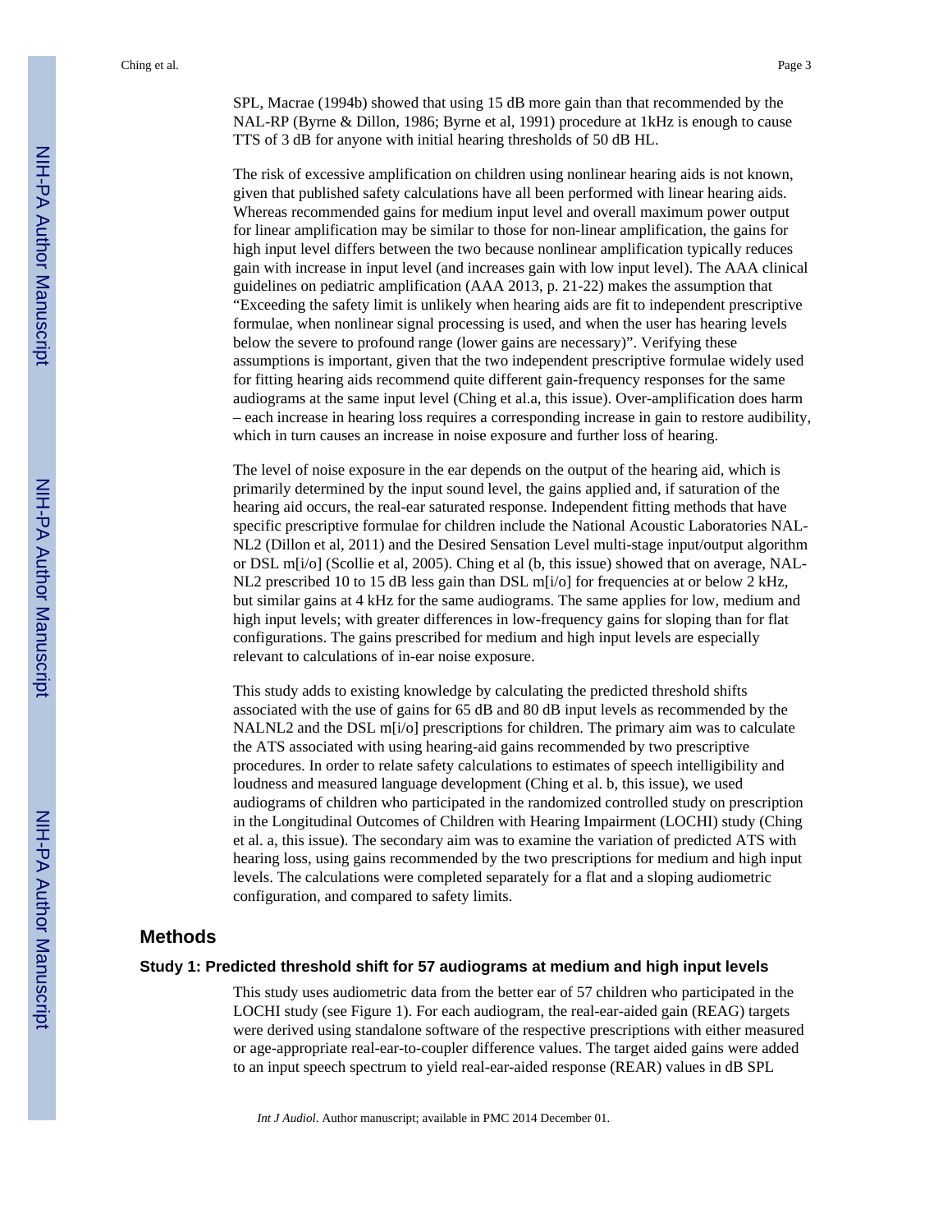SPL, Macrae (1994b) showed that using 15 dB more gain than that recommended by the NAL-RP (Byrne & Dillon, 1986; Byrne et al, 1991) procedure at 1kHz is enough to cause TTS of 3 dB for anyone with initial hearing thresholds of 50 dB HL.

The risk of excessive amplification on children using nonlinear hearing aids is not known, given that published safety calculations have all been performed with linear hearing aids. Whereas recommended gains for medium input level and overall maximum power output for linear amplification may be similar to those for non-linear amplification, the gains for high input level differs between the two because nonlinear amplification typically reduces gain with increase in input level (and increases gain with low input level). The AAA clinical guidelines on pediatric amplification (AAA 2013, p. 21-22) makes the assumption that "Exceeding the safety limit is unlikely when hearing aids are fit to independent prescriptive formulae, when nonlinear signal processing is used, and when the user has hearing levels below the severe to profound range (lower gains are necessary)". Verifying these assumptions is important, given that the two independent prescriptive formulae widely used for fitting hearing aids recommend quite different gain-frequency responses for the same audiograms at the same input level (Ching et al.a, this issue). Over-amplification does harm – each increase in hearing loss requires a corresponding increase in gain to restore audibility, which in turn causes an increase in noise exposure and further loss of hearing.

The level of noise exposure in the ear depends on the output of the hearing aid, which is primarily determined by the input sound level, the gains applied and, if saturation of the hearing aid occurs, the real-ear saturated response. Independent fitting methods that have specific prescriptive formulae for children include the National Acoustic Laboratories NAL-NL2 (Dillon et al, 2011) and the Desired Sensation Level multi-stage input/output algorithm or DSL m[i/o] (Scollie et al, 2005). Ching et al (b, this issue) showed that on average, NAL-NL2 prescribed 10 to 15 dB less gain than DSL m[i/o] for frequencies at or below 2 kHz, but similar gains at 4 kHz for the same audiograms. The same applies for low, medium and high input levels; with greater differences in low-frequency gains for sloping than for flat configurations. The gains prescribed for medium and high input levels are especially relevant to calculations of in-ear noise exposure.

This study adds to existing knowledge by calculating the predicted threshold shifts associated with the use of gains for 65 dB and 80 dB input levels as recommended by the NALNL2 and the DSL m[i/o] prescriptions for children. The primary aim was to calculate the ATS associated with using hearing-aid gains recommended by two prescriptive procedures. In order to relate safety calculations to estimates of speech intelligibility and loudness and measured language development (Ching et al. b, this issue), we used audiograms of children who participated in the randomized controlled study on prescription in the Longitudinal Outcomes of Children with Hearing Impairment (LOCHI) study (Ching et al. a, this issue). The secondary aim was to examine the variation of predicted ATS with hearing loss, using gains recommended by the two prescriptions for medium and high input levels. The calculations were completed separately for a flat and a sloping audiometric configuration, and compared to safety limits.

## Methods

### Study 1: Predicted threshold shift for 57 audiograms at medium and high input levels

This study uses audiometric data from the better ear of 57 children who participated in the LOCHI study (see Figure 1). For each audiogram, the real-ear-aided gain (REAG) targets were derived using standalone software of the respective prescriptions with either measured or age-appropriate real-ear-to-coupler difference values. The target aided gains were added to an input speech spectrum to yield real-ear-aided response (REAR) values in dB SPL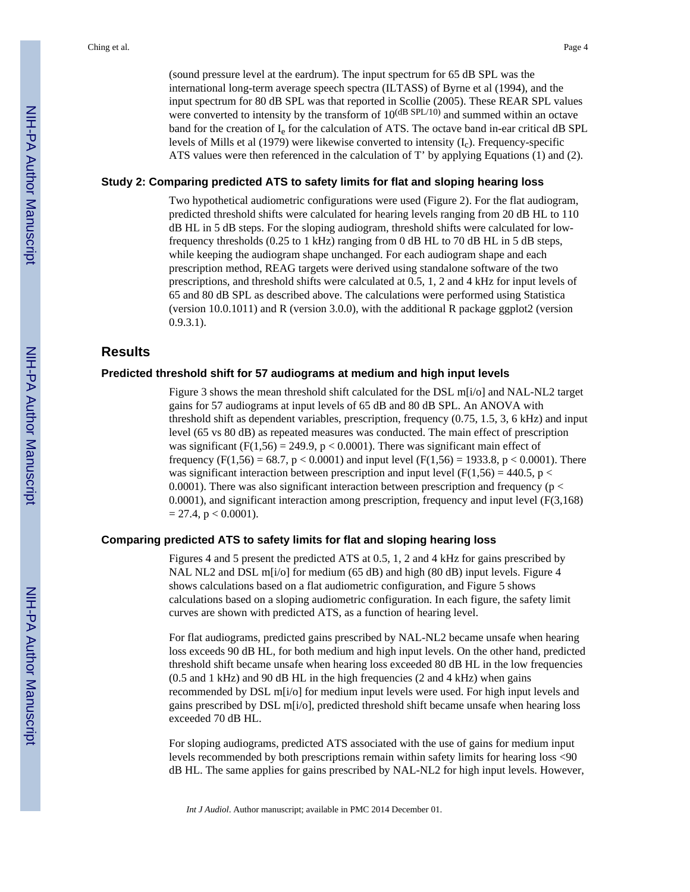(sound pressure level at the eardrum). The input spectrum for 65 dB SPL was the international long-term average speech spectra (ILTASS) of Byrne et al (1994), and the input spectrum for 80 dB SPL was that reported in Scollie (2005). These REAR SPL values were converted to intensity by the transform of $10^{(\mathrm{dB\ SPL}/10)}$ and summed within an octave band for the creation of $I_e$ for the calculation of ATS. The octave band in-ear critical dB SPL levels of Mills et al (1979) were likewise converted to intensity ($I_c$). Frequency-specific ATS values were then referenced in the calculation of T' by applying Equations (1) and (2).

### Study 2: Comparing predicted ATS to safety limits for flat and sloping hearing loss

Two hypothetical audiometric configurations were used (Figure 2). For the flat audiogram, predicted threshold shifts were calculated for hearing levels ranging from 20 dB HL to 110 dB HL in 5 dB steps. For the sloping audiogram, threshold shifts were calculated for low-frequency thresholds (0.25 to 1 kHz) ranging from 0 dB HL to 70 dB HL in 5 dB steps, while keeping the audiogram shape unchanged. For each audiogram shape and each prescription method, REAG targets were derived using standalone software of the two prescriptions, and threshold shifts were calculated at 0.5, 1, 2 and 4 kHz for input levels of 65 and 80 dB SPL as described above. The calculations were performed using Statistica (version 10.0.1011) and R (version 3.0.0), with the additional R package ggplot2 (version 0.9.3.1).

## Results

### Predicted threshold shift for 57 audiograms at medium and high input levels

Figure 3 shows the mean threshold shift calculated for the DSL m[i/o] and NAL-NL2 target gains for 57 audiograms at input levels of 65 dB and 80 dB SPL. An ANOVA with threshold shift as dependent variables, prescription, frequency (0.75, 1.5, 3, 6 kHz) and input level (65 vs 80 dB) as repeated measures was conducted. The main effect of prescription was significant ($F(1,56) = 249.9$, $p < 0.0001$). There was significant main effect of frequency ($F(1,56) = 68.7$, $p < 0.0001$) and input level ($F(1,56) = 1933.8$, $p < 0.0001$). There was significant interaction between prescription and input level ($F(1,56) = 440.5$, $p < 0.0001$). There was also significant interaction between prescription and frequency ($p < 0.0001$), and significant interaction among prescription, frequency and input level ($F(3,168) = 27.4$, $p < 0.0001$).

### Comparing predicted ATS to safety limits for flat and sloping hearing loss

Figures 4 and 5 present the predicted ATS at 0.5, 1, 2 and 4 kHz for gains prescribed by NAL NL2 and DSL m[i/o] for medium (65 dB) and high (80 dB) input levels. Figure 4 shows calculations based on a flat audiometric configuration, and Figure 5 shows calculations based on a sloping audiometric configuration. In each figure, the safety limit curves are shown with predicted ATS, as a function of hearing level.

For flat audiograms, predicted gains prescribed by NAL-NL2 became unsafe when hearing loss exceeds 90 dB HL, for both medium and high input levels. On the other hand, predicted threshold shift became unsafe when hearing loss exceeded 80 dB HL in the low frequencies (0.5 and 1 kHz) and 90 dB HL in the high frequencies (2 and 4 kHz) when gains recommended by DSL m[i/o] for medium input levels were used. For high input levels and gains prescribed by DSL m[i/o], predicted threshold shift became unsafe when hearing loss exceeded 70 dB HL.

For sloping audiograms, predicted ATS associated with the use of gains for medium input levels recommended by both prescriptions remain within safety limits for hearing loss <90 dB HL. The same applies for gains prescribed by NAL-NL2 for high input levels. However,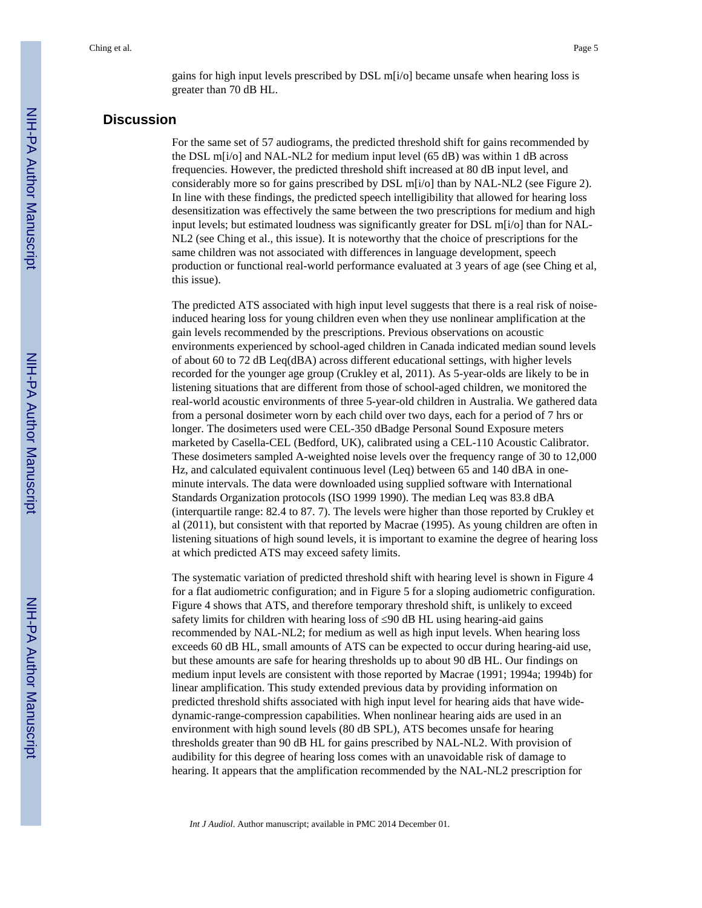gains for high input levels prescribed by DSL m[i/o] became unsafe when hearing loss is greater than 70 dB HL.

## Discussion

For the same set of 57 audiograms, the predicted threshold shift for gains recommended by the DSL m[i/o] and NAL-NL2 for medium input level (65 dB) was within 1 dB across frequencies. However, the predicted threshold shift increased at 80 dB input level, and considerably more so for gains prescribed by DSL m[i/o] than by NAL-NL2 (see Figure 2). In line with these findings, the predicted speech intelligibility that allowed for hearing loss desensitization was effectively the same between the two prescriptions for medium and high input levels; but estimated loudness was significantly greater for DSL m[i/o] than for NAL-NL2 (see Ching et al., this issue). It is noteworthy that the choice of prescriptions for the same children was not associated with differences in language development, speech production or functional real-world performance evaluated at 3 years of age (see Ching et al, this issue).

The predicted ATS associated with high input level suggests that there is a real risk of noise-induced hearing loss for young children even when they use nonlinear amplification at the gain levels recommended by the prescriptions. Previous observations on acoustic environments experienced by school-aged children in Canada indicated median sound levels of about 60 to 72 dB Leq(dBA) across different educational settings, with higher levels recorded for the younger age group (Crukley et al, 2011). As 5-year-olds are likely to be in listening situations that are different from those of school-aged children, we monitored the real-world acoustic environments of three 5-year-old children in Australia. We gathered data from a personal dosimeter worn by each child over two days, each for a period of 7 hrs or longer. The dosimeters used were CEL-350 dBadge Personal Sound Exposure meters marketed by Casella-CEL (Bedford, UK), calibrated using a CEL-110 Acoustic Calibrator. These dosimeters sampled A-weighted noise levels over the frequency range of 30 to 12,000 Hz, and calculated equivalent continuous level (Leq) between 65 and 140 dBA in one-minute intervals. The data were downloaded using supplied software with International Standards Organization protocols (ISO 1999 1990). The median Leq was 83.8 dBA (interquartile range: 82.4 to 87. 7). The levels were higher than those reported by Crukley et al (2011), but consistent with that reported by Macrae (1995). As young children are often in listening situations of high sound levels, it is important to examine the degree of hearing loss at which predicted ATS may exceed safety limits.

The systematic variation of predicted threshold shift with hearing level is shown in Figure 4 for a flat audiometric configuration; and in Figure 5 for a sloping audiometric configuration. Figure 4 shows that ATS, and therefore temporary threshold shift, is unlikely to exceed safety limits for children with hearing loss of ≤90 dB HL using hearing-aid gains recommended by NAL-NL2; for medium as well as high input levels. When hearing loss exceeds 60 dB HL, small amounts of ATS can be expected to occur during hearing-aid use, but these amounts are safe for hearing thresholds up to about 90 dB HL. Our findings on medium input levels are consistent with those reported by Macrae (1991; 1994a; 1994b) for linear amplification. This study extended previous data by providing information on predicted threshold shifts associated with high input level for hearing aids that have wide-dynamic-range-compression capabilities. When nonlinear hearing aids are used in an environment with high sound levels (80 dB SPL), ATS becomes unsafe for hearing thresholds greater than 90 dB HL for gains prescribed by NAL-NL2. With provision of audibility for this degree of hearing loss comes with an unavoidable risk of damage to hearing. It appears that the amplification recommended by the NAL-NL2 prescription for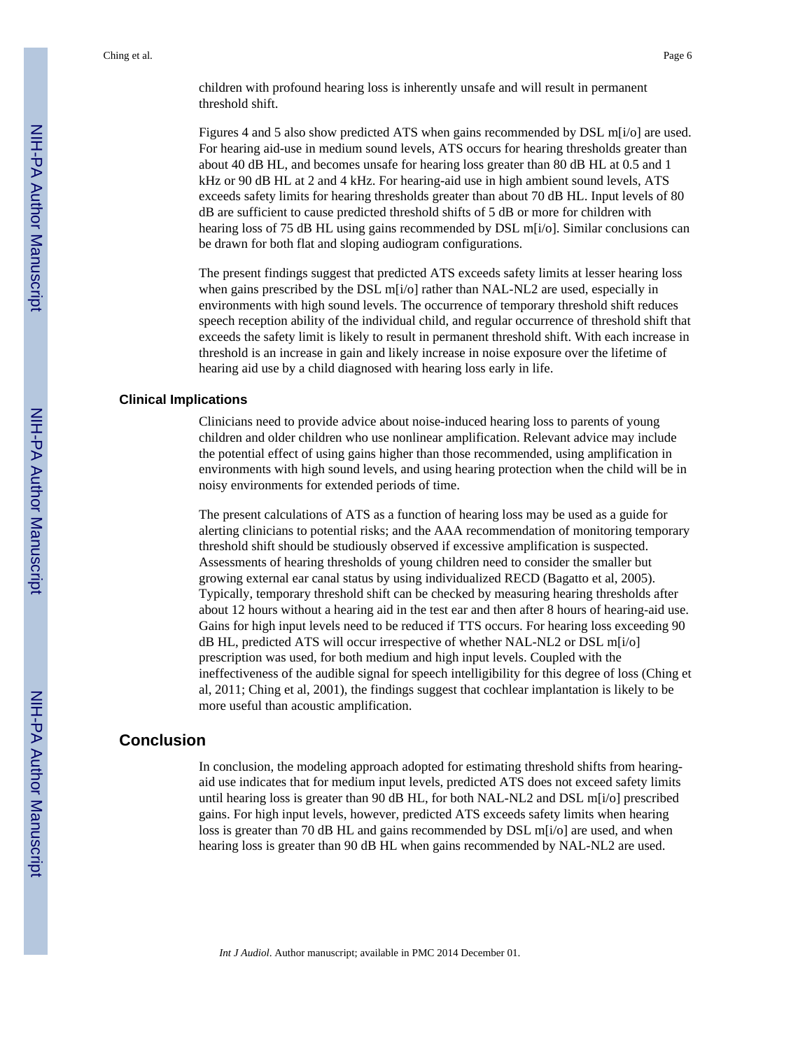children with profound hearing loss is inherently unsafe and will result in permanent threshold shift.

Figures 4 and 5 also show predicted ATS when gains recommended by DSL m[i/o] are used. For hearing aid-use in medium sound levels, ATS occurs for hearing thresholds greater than about 40 dB HL, and becomes unsafe for hearing loss greater than 80 dB HL at 0.5 and 1 kHz or 90 dB HL at 2 and 4 kHz. For hearing-aid use in high ambient sound levels, ATS exceeds safety limits for hearing thresholds greater than about 70 dB HL. Input levels of 80 dB are sufficient to cause predicted threshold shifts of 5 dB or more for children with hearing loss of 75 dB HL using gains recommended by DSL m[i/o]. Similar conclusions can be drawn for both flat and sloping audiogram configurations.

The present findings suggest that predicted ATS exceeds safety limits at lesser hearing loss when gains prescribed by the DSL m[i/o] rather than NAL-NL2 are used, especially in environments with high sound levels. The occurrence of temporary threshold shift reduces speech reception ability of the individual child, and regular occurrence of threshold shift that exceeds the safety limit is likely to result in permanent threshold shift. With each increase in threshold is an increase in gain and likely increase in noise exposure over the lifetime of hearing aid use by a child diagnosed with hearing loss early in life.

### Clinical Implications

Clinicians need to provide advice about noise-induced hearing loss to parents of young children and older children who use nonlinear amplification. Relevant advice may include the potential effect of using gains higher than those recommended, using amplification in environments with high sound levels, and using hearing protection when the child will be in noisy environments for extended periods of time.

The present calculations of ATS as a function of hearing loss may be used as a guide for alerting clinicians to potential risks; and the AAA recommendation of monitoring temporary threshold shift should be studiously observed if excessive amplification is suspected. Assessments of hearing thresholds of young children need to consider the smaller but growing external ear canal status by using individualized RECD (Bagatto et al, 2005). Typically, temporary threshold shift can be checked by measuring hearing thresholds after about 12 hours without a hearing aid in the test ear and then after 8 hours of hearing-aid use. Gains for high input levels need to be reduced if TTS occurs. For hearing loss exceeding 90 dB HL, predicted ATS will occur irrespective of whether NAL-NL2 or DSL m[i/o] prescription was used, for both medium and high input levels. Coupled with the ineffectiveness of the audible signal for speech intelligibility for this degree of loss (Ching et al, 2011; Ching et al, 2001), the findings suggest that cochlear implantation is likely to be more useful than acoustic amplification.

## Conclusion

In conclusion, the modeling approach adopted for estimating threshold shifts from hearing-aid use indicates that for medium input levels, predicted ATS does not exceed safety limits until hearing loss is greater than 90 dB HL, for both NAL-NL2 and DSL m[i/o] prescribed gains. For high input levels, however, predicted ATS exceeds safety limits when hearing loss is greater than 70 dB HL and gains recommended by DSL m[i/o] are used, and when hearing loss is greater than 90 dB HL when gains recommended by NAL-NL2 are used.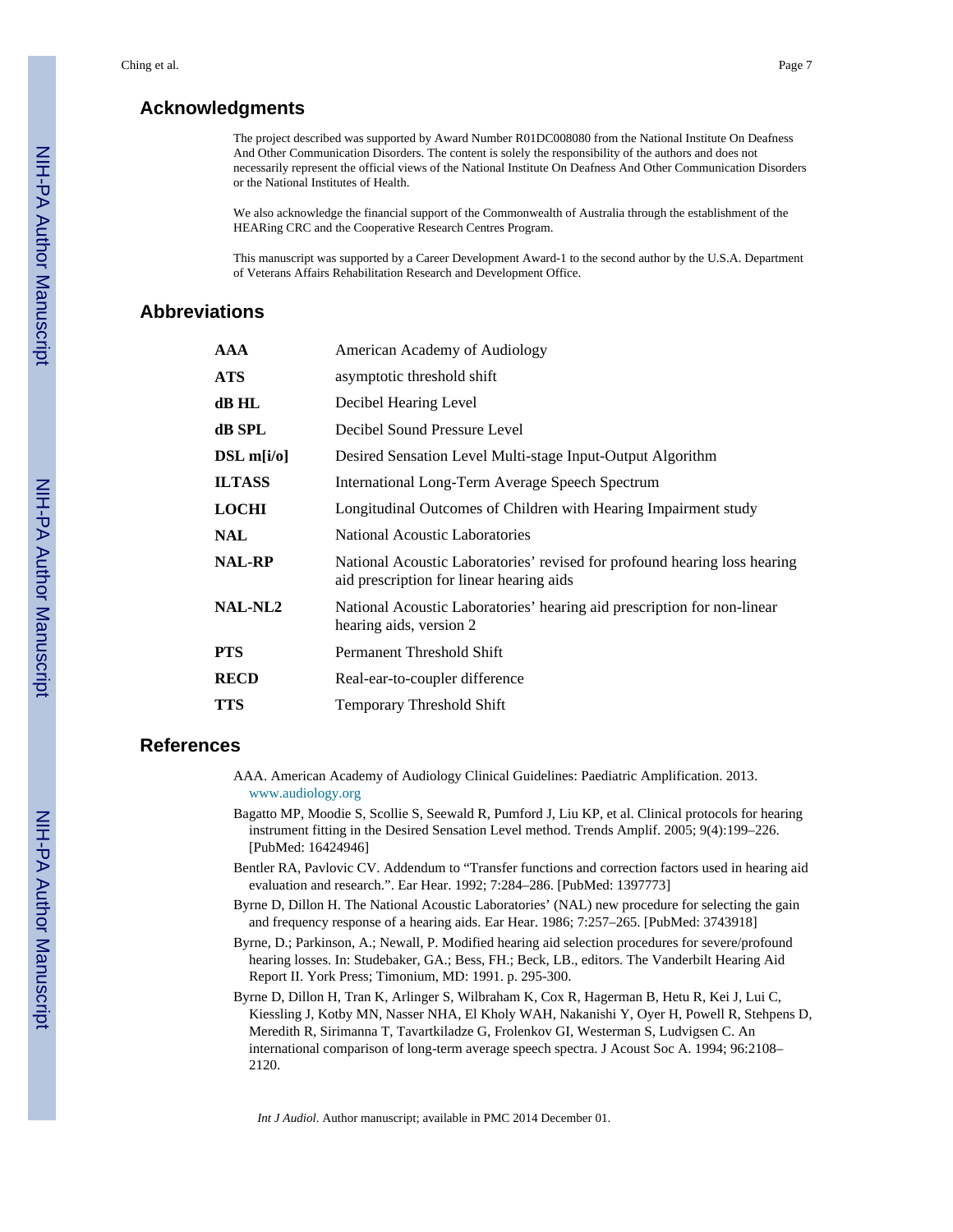## Acknowledgments

The project described was supported by Award Number R01DC008080 from the National Institute On Deafness And Other Communication Disorders. The content is solely the responsibility of the authors and does not necessarily represent the official views of the National Institute On Deafness And Other Communication Disorders or the National Institutes of Health.

We also acknowledge the financial support of the Commonwealth of Australia through the establishment of the HEARing CRC and the Cooperative Research Centres Program.

This manuscript was supported by a Career Development Award-1 to the second author by the U.S.A. Department of Veterans Affairs Rehabilitation Research and Development Office.

## Abbreviations

| | |
|---|---|
| **AAA** | American Academy of Audiology |
| **ATS** | asymptotic threshold shift |
| **dB HL** | Decibel Hearing Level |
| **dB SPL** | Decibel Sound Pressure Level |
| **DSL m[i/o]** | Desired Sensation Level Multi-stage Input-Output Algorithm |
| **ILTASS** | International Long-Term Average Speech Spectrum |
| **LOCHI** | Longitudinal Outcomes of Children with Hearing Impairment study |
| **NAL** | National Acoustic Laboratories |
| **NAL-RP** | National Acoustic Laboratories' revised for profound hearing loss hearing aid prescription for linear hearing aids |
| **NAL-NL2** | National Acoustic Laboratories' hearing aid prescription for non-linear hearing aids, version 2 |
| **PTS** | Permanent Threshold Shift |
| **RECD** | Real-ear-to-coupler difference |
| **TTS** | Temporary Threshold Shift |

## References

AAA. American Academy of Audiology Clinical Guidelines: Paediatric Amplification. 2013. www.audiology.org

Bagatto MP, Moodie S, Scollie S, Seewald R, Pumford J, Liu KP, et al. Clinical protocols for hearing instrument fitting in the Desired Sensation Level method. Trends Amplif. 2005; 9(4):199–226. [PubMed: 16424946]

Bentler RA, Pavlovic CV. Addendum to "Transfer functions and correction factors used in hearing aid evaluation and research.". Ear Hear. 1992; 7:284–286. [PubMed: 1397773]

Byrne D, Dillon H. The National Acoustic Laboratories' (NAL) new procedure for selecting the gain and frequency response of a hearing aids. Ear Hear. 1986; 7:257–265. [PubMed: 3743918]

Byrne, D.; Parkinson, A.; Newall, P. Modified hearing aid selection procedures for severe/profound hearing losses. In: Studebaker, GA.; Bess, FH.; Beck, LB., editors. The Vanderbilt Hearing Aid Report II. York Press; Timonium, MD: 1991. p. 295-300.

Byrne D, Dillon H, Tran K, Arlinger S, Wilbraham K, Cox R, Hagerman B, Hetu R, Kei J, Lui C, Kiessling J, Kotby MN, Nasser NHA, El Kholy WAH, Nakanishi Y, Oyer H, Powell R, Stehpens D, Meredith R, Sirimanna T, Tavartkiladze G, Frolenkov GI, Westerman S, Ludvigsen C. An international comparison of long-term average speech spectra. J Acoust Soc A. 1994; 96:2108–2120.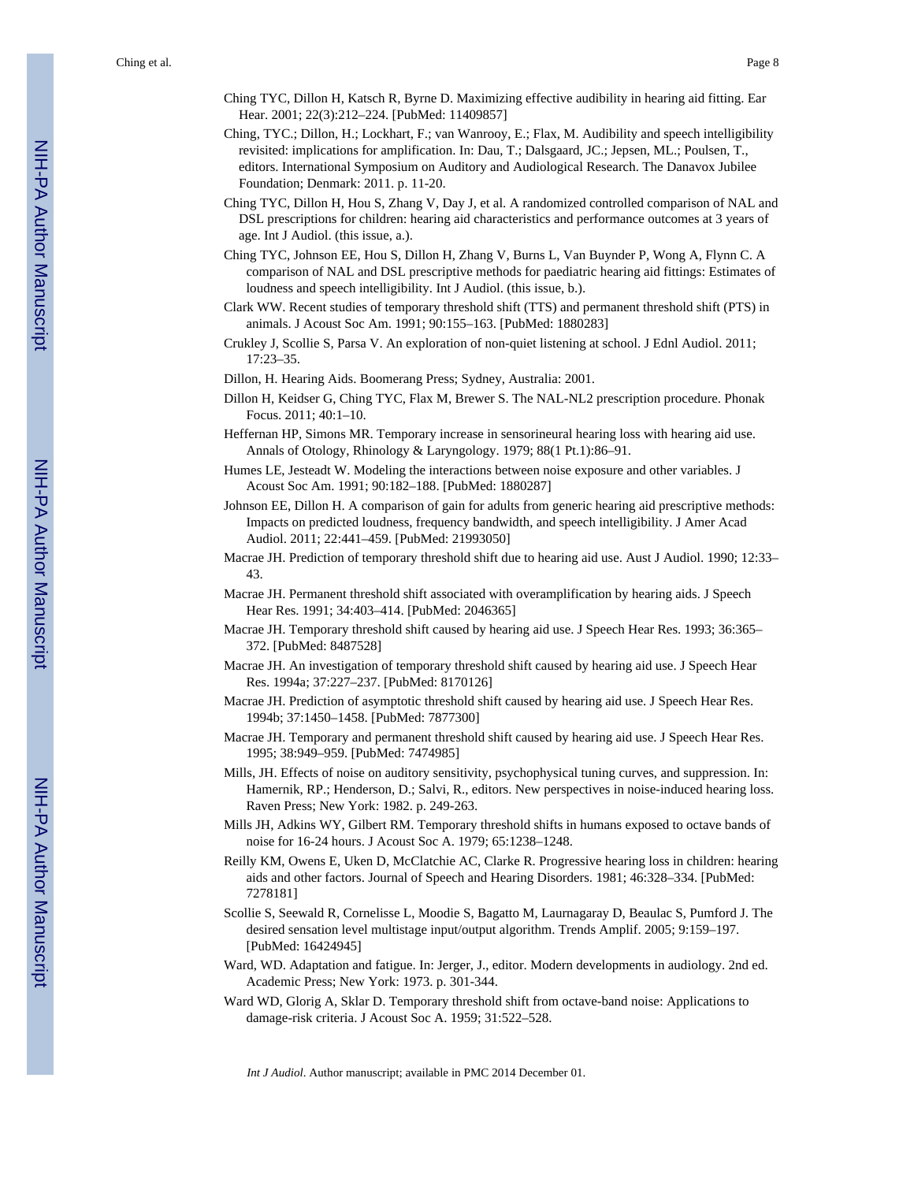Ching TYC, Dillon H, Katsch R, Byrne D. Maximizing effective audibility in hearing aid fitting. Ear Hear. 2001; 22(3):212–224. [PubMed: 11409857]

Ching, TYC.; Dillon, H.; Lockhart, F.; van Wanrooy, E.; Flax, M. Audibility and speech intelligibility revisited: implications for amplification. In: Dau, T.; Dalsgaard, JC.; Jepsen, ML.; Poulsen, T., editors. International Symposium on Auditory and Audiological Research. The Danavox Jubilee Foundation; Denmark: 2011. p. 11-20.

Ching TYC, Dillon H, Hou S, Zhang V, Day J, et al. A randomized controlled comparison of NAL and DSL prescriptions for children: hearing aid characteristics and performance outcomes at 3 years of age. Int J Audiol. (this issue, a.).

Ching TYC, Johnson EE, Hou S, Dillon H, Zhang V, Burns L, Van Buynder P, Wong A, Flynn C. A comparison of NAL and DSL prescriptive methods for paediatric hearing aid fittings: Estimates of loudness and speech intelligibility. Int J Audiol. (this issue, b.).

Clark WW. Recent studies of temporary threshold shift (TTS) and permanent threshold shift (PTS) in animals. J Acoust Soc Am. 1991; 90:155–163. [PubMed: 1880283]

Crukley J, Scollie S, Parsa V. An exploration of non-quiet listening at school. J Ednl Audiol. 2011; 17:23–35.

Dillon, H. Hearing Aids. Boomerang Press; Sydney, Australia: 2001.

Dillon H, Keidser G, Ching TYC, Flax M, Brewer S. The NAL-NL2 prescription procedure. Phonak Focus. 2011; 40:1–10.

Heffernan HP, Simons MR. Temporary increase in sensorineural hearing loss with hearing aid use. Annals of Otology, Rhinology & Laryngology. 1979; 88(1 Pt.1):86–91.

Humes LE, Jesteadt W. Modeling the interactions between noise exposure and other variables. J Acoust Soc Am. 1991; 90:182–188. [PubMed: 1880287]

Johnson EE, Dillon H. A comparison of gain for adults from generic hearing aid prescriptive methods: Impacts on predicted loudness, frequency bandwidth, and speech intelligibility. J Amer Acad Audiol. 2011; 22:441–459. [PubMed: 21993050]

Macrae JH. Prediction of temporary threshold shift due to hearing aid use. Aust J Audiol. 1990; 12:33–43.

Macrae JH. Permanent threshold shift associated with overamplification by hearing aids. J Speech Hear Res. 1991; 34:403–414. [PubMed: 2046365]

Macrae JH. Temporary threshold shift caused by hearing aid use. J Speech Hear Res. 1993; 36:365–372. [PubMed: 8487528]

Macrae JH. An investigation of temporary threshold shift caused by hearing aid use. J Speech Hear Res. 1994a; 37:227–237. [PubMed: 8170126]

Macrae JH. Prediction of asymptotic threshold shift caused by hearing aid use. J Speech Hear Res. 1994b; 37:1450–1458. [PubMed: 7877300]

Macrae JH. Temporary and permanent threshold shift caused by hearing aid use. J Speech Hear Res. 1995; 38:949–959. [PubMed: 7474985]

Mills, JH. Effects of noise on auditory sensitivity, psychophysical tuning curves, and suppression. In: Hamernik, RP.; Henderson, D.; Salvi, R., editors. New perspectives in noise-induced hearing loss. Raven Press; New York: 1982. p. 249-263.

Mills JH, Adkins WY, Gilbert RM. Temporary threshold shifts in humans exposed to octave bands of noise for 16-24 hours. J Acoust Soc A. 1979; 65:1238–1248.

Reilly KM, Owens E, Uken D, McClatchie AC, Clarke R. Progressive hearing loss in children: hearing aids and other factors. Journal of Speech and Hearing Disorders. 1981; 46:328–334. [PubMed: 7278181]

Scollie S, Seewald R, Cornelisse L, Moodie S, Bagatto M, Laurnagaray D, Beaulac S, Pumford J. The desired sensation level multistage input/output algorithm. Trends Amplif. 2005; 9:159–197. [PubMed: 16424945]

Ward, WD. Adaptation and fatigue. In: Jerger, J., editor. Modern developments in audiology. 2nd ed. Academic Press; New York: 1973. p. 301-344.

Ward WD, Glorig A, Sklar D. Temporary threshold shift from octave-band noise: Applications to damage-risk criteria. J Acoust Soc A. 1959; 31:522–528.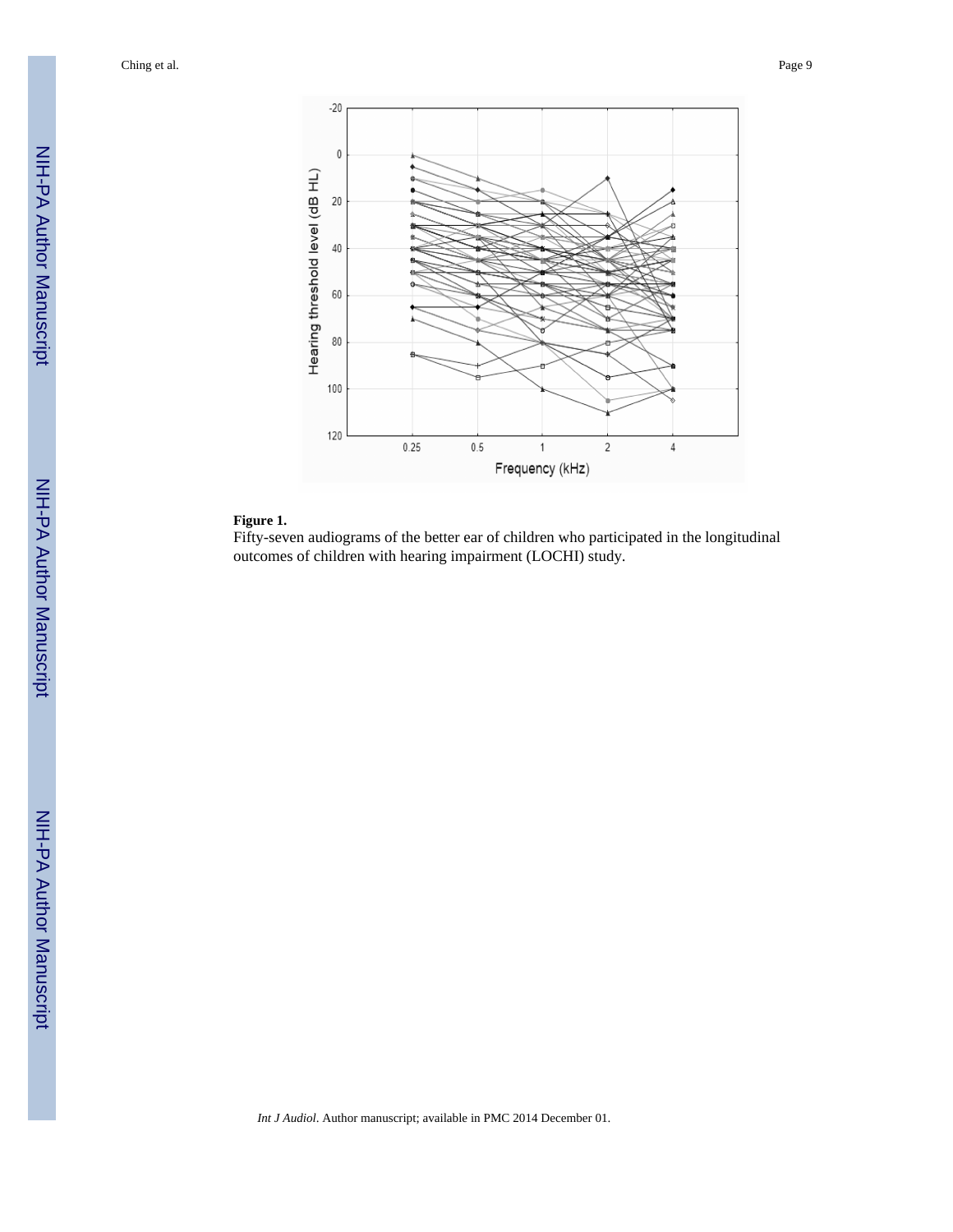**Figure 1.**

Fifty-seven audiograms of the better ear of children who participated in the longitudinal outcomes of children with hearing impairment (LOCHI) study.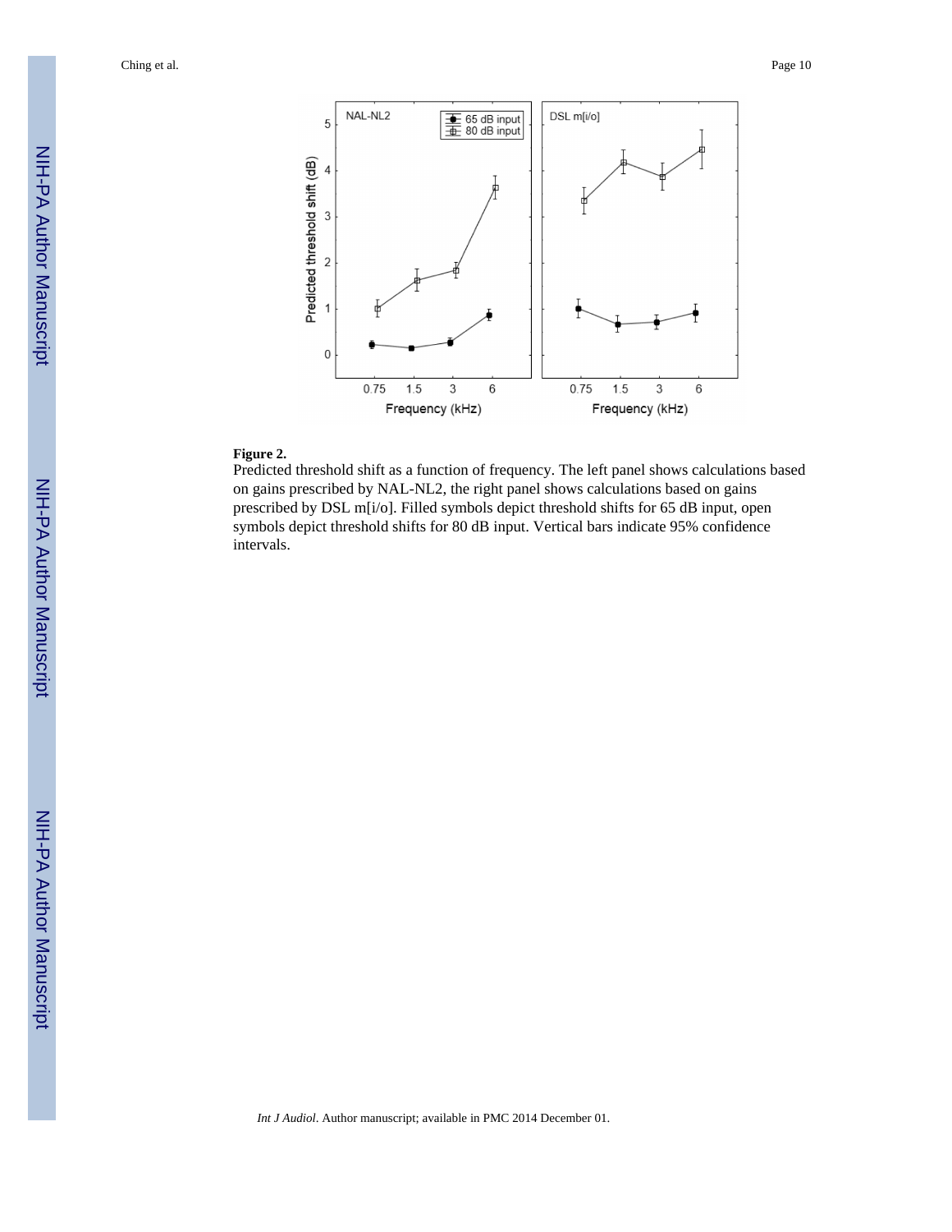**Figure 2.**

Predicted threshold shift as a function of frequency. The left panel shows calculations based on gains prescribed by NAL-NL2, the right panel shows calculations based on gains prescribed by DSL m[i/o]. Filled symbols depict threshold shifts for 65 dB input, open symbols depict threshold shifts for 80 dB input. Vertical bars indicate 95% confidence intervals.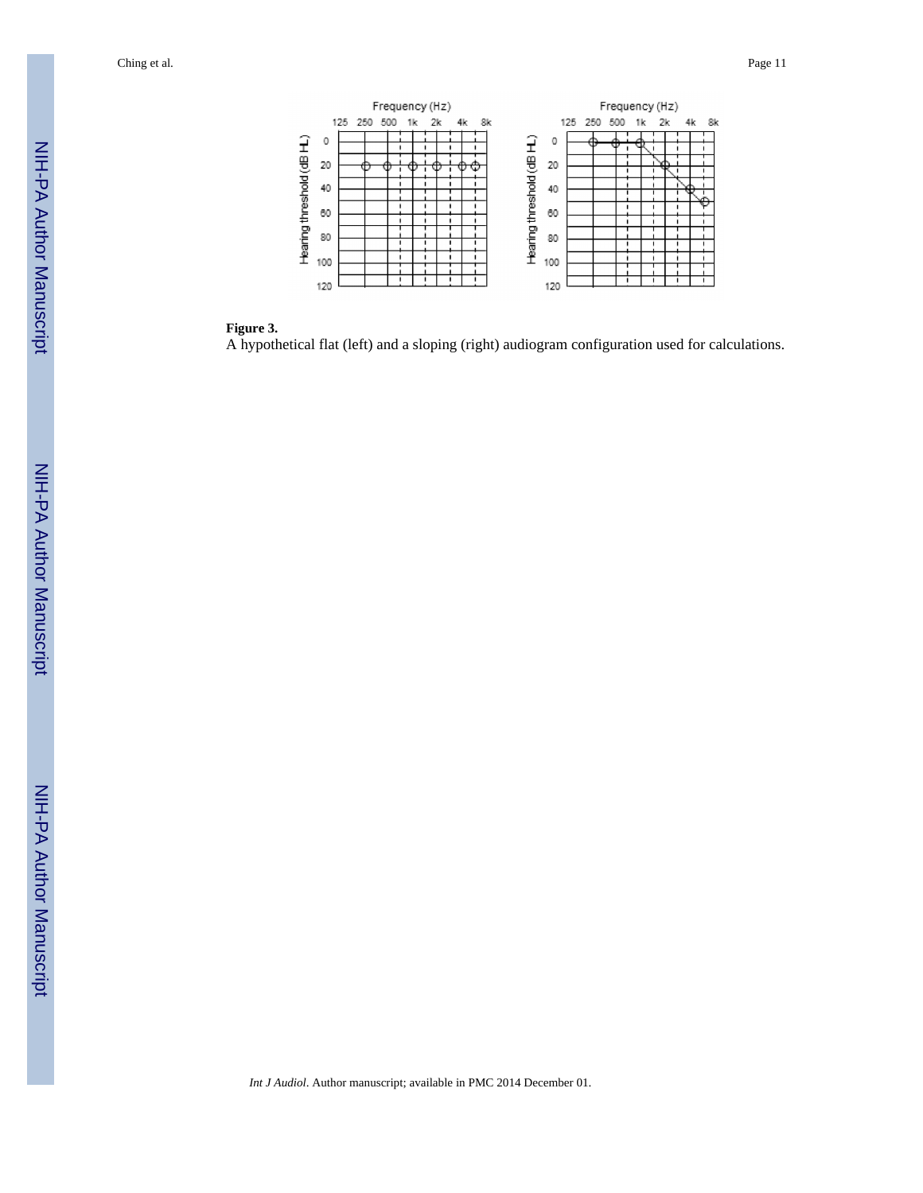**Figure 3.**

A hypothetical flat (left) and a sloping (right) audiogram configuration used for calculations.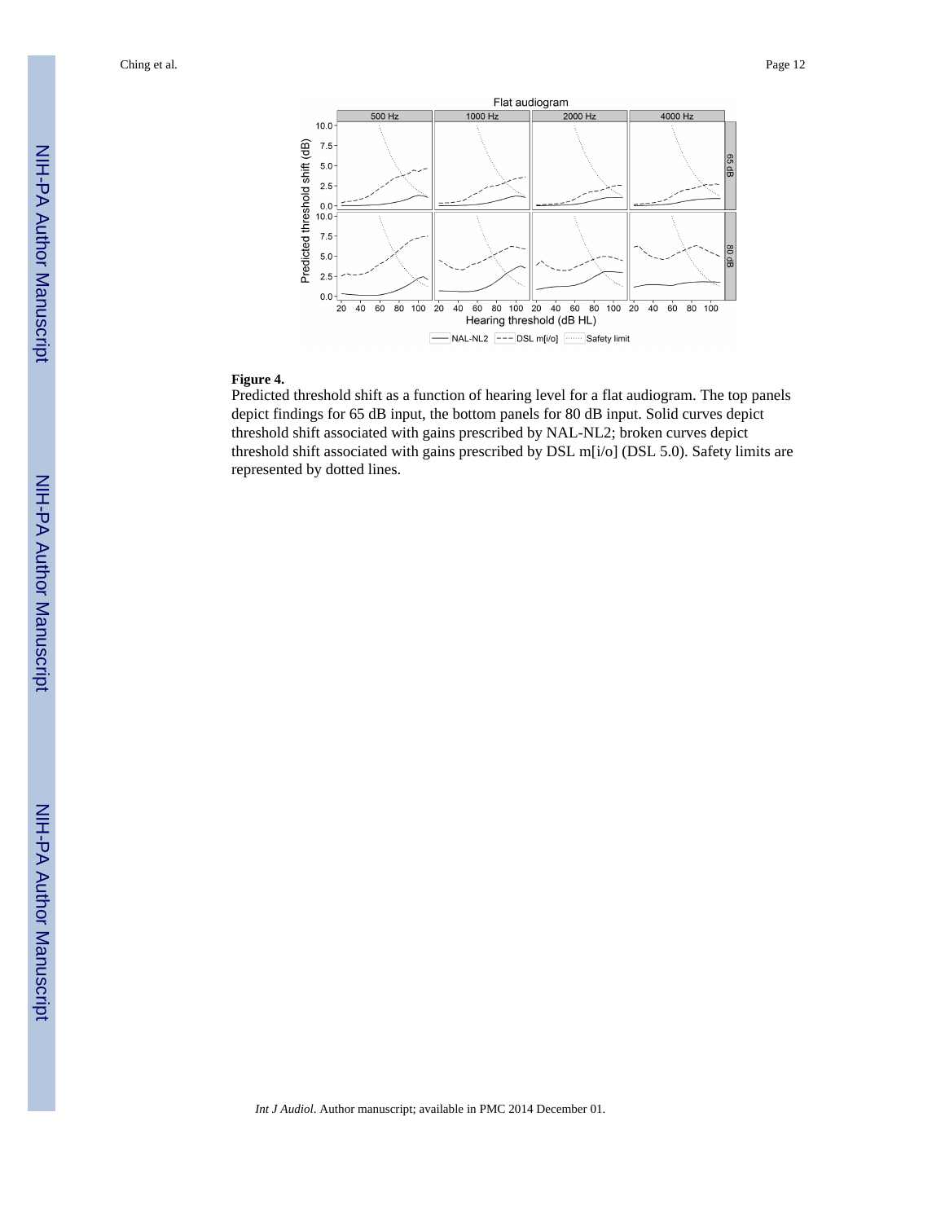**Figure 4.**

Predicted threshold shift as a function of hearing level for a flat audiogram. The top panels depict findings for 65 dB input, the bottom panels for 80 dB input. Solid curves depict threshold shift associated with gains prescribed by NAL-NL2; broken curves depict threshold shift associated with gains prescribed by DSL m[i/o] (DSL 5.0). Safety limits are represented by dotted lines.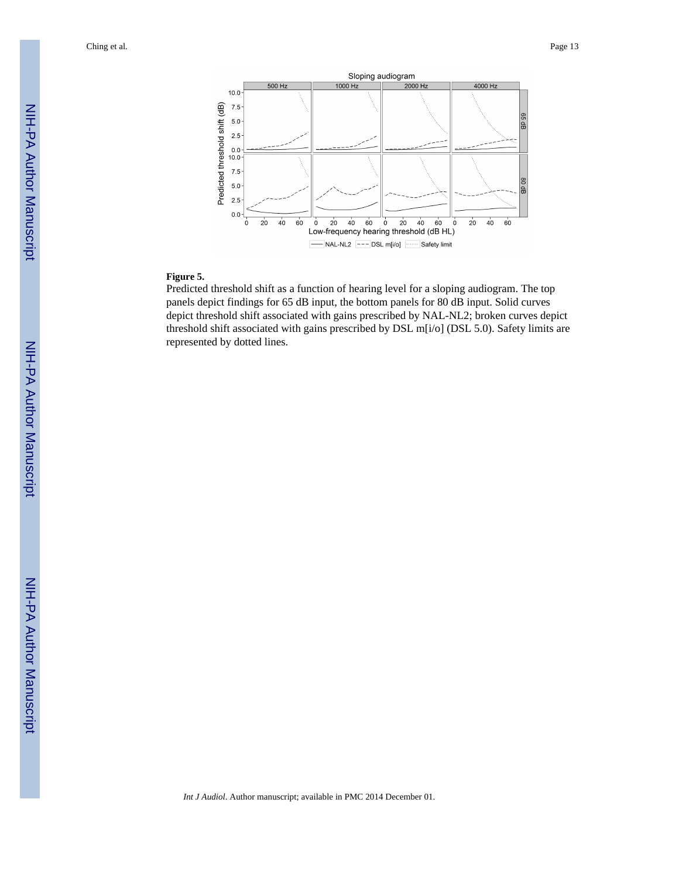Sloping audiogram

500 Hz

1000 Hz

2000 Hz

4000 Hz

65 dB

80 dB

Predicted threshold shift (dB)

10.0

7.5

5.0

2.5

0.0

0 20 40 60

Low-frequency hearing threshold (dB HL)

NAL-NL2 DSL m[i/o] Safety limit

**Figure 5.**

Predicted threshold shift as a function of hearing level for a sloping audiogram. The top panels depict findings for 65 dB input, the bottom panels for 80 dB input. Solid curves depict threshold shift associated with gains prescribed by NAL-NL2; broken curves depict threshold shift associated with gains prescribed by DSL m[i/o] (DSL 5.0). Safety limits are represented by dotted lines.